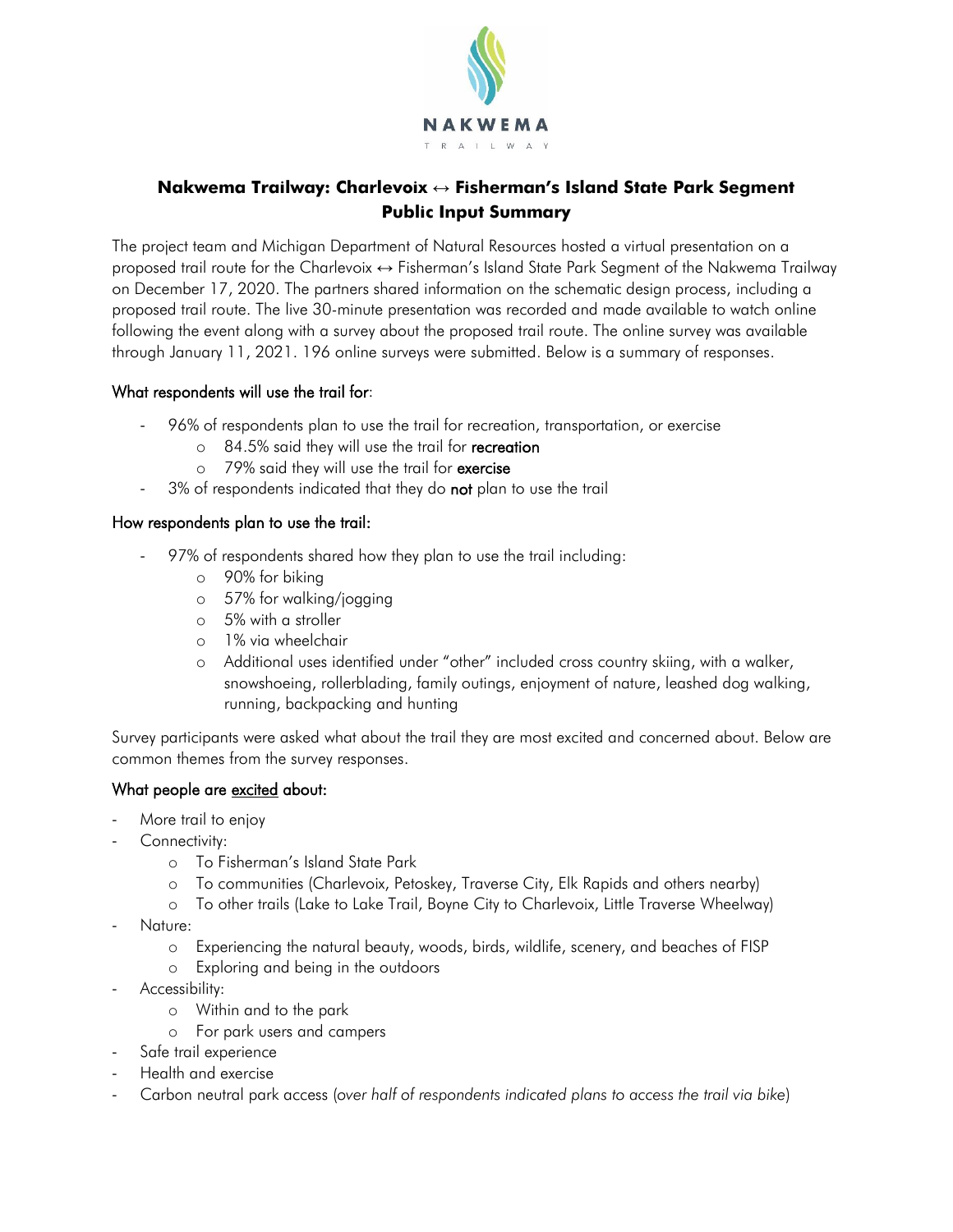NAKWEMA TRAILWAY

# Nakwema Trailway: Charlevoix ↔ Fisherman's Island State Park Segment Public Input Summary

The project team and Michigan Department of Natural Resources hosted a virtual presentation on a proposed trail route for the Charlevoix ↔ Fisherman's Island State Park Segment of the Nakwema Trailway on December 17, 2020. The partners shared information on the schematic design process, including a proposed trail route. The live 30-minute presentation was recorded and made available to watch online following the event along with a survey about the proposed trail route. The online survey was available through January 11, 2021. 196 online surveys were submitted. Below is a summary of responses.

## What respondents will use the trail for:

- 96% of respondents plan to use the trail for recreation, transportation, or exercise
  - 84.5% said they will use the trail for **recreation**
  - 79% said they will use the trail for **exercise**
- 3% of respondents indicated that they do **not** plan to use the trail

## How respondents plan to use the trail:

- 97% of respondents shared how they plan to use the trail including:
  - 90% for biking
  - 57% for walking/jogging
  - 5% with a stroller
  - 1% via wheelchair
  - Additional uses identified under "other" included cross country skiing, with a walker, snowshoeing, rollerblading, family outings, enjoyment of nature, leashed dog walking, running, backpacking and hunting

Survey participants were asked what about the trail they are most excited and concerned about. Below are common themes from the survey responses.

## What people are excited about:

- More trail to enjoy
- Connectivity:
  - To Fisherman's Island State Park
  - To communities (Charlevoix, Petoskey, Traverse City, Elk Rapids and others nearby)
  - To other trails (Lake to Lake Trail, Boyne City to Charlevoix, Little Traverse Wheelway)
- Nature:
  - Experiencing the natural beauty, woods, birds, wildlife, scenery, and beaches of FISP
  - Exploring and being in the outdoors
- Accessibility:
  - Within and to the park
  - For park users and campers
- Safe trail experience
- Health and exercise
- Carbon neutral park access (*over half of respondents indicated plans to access the trail via bike*)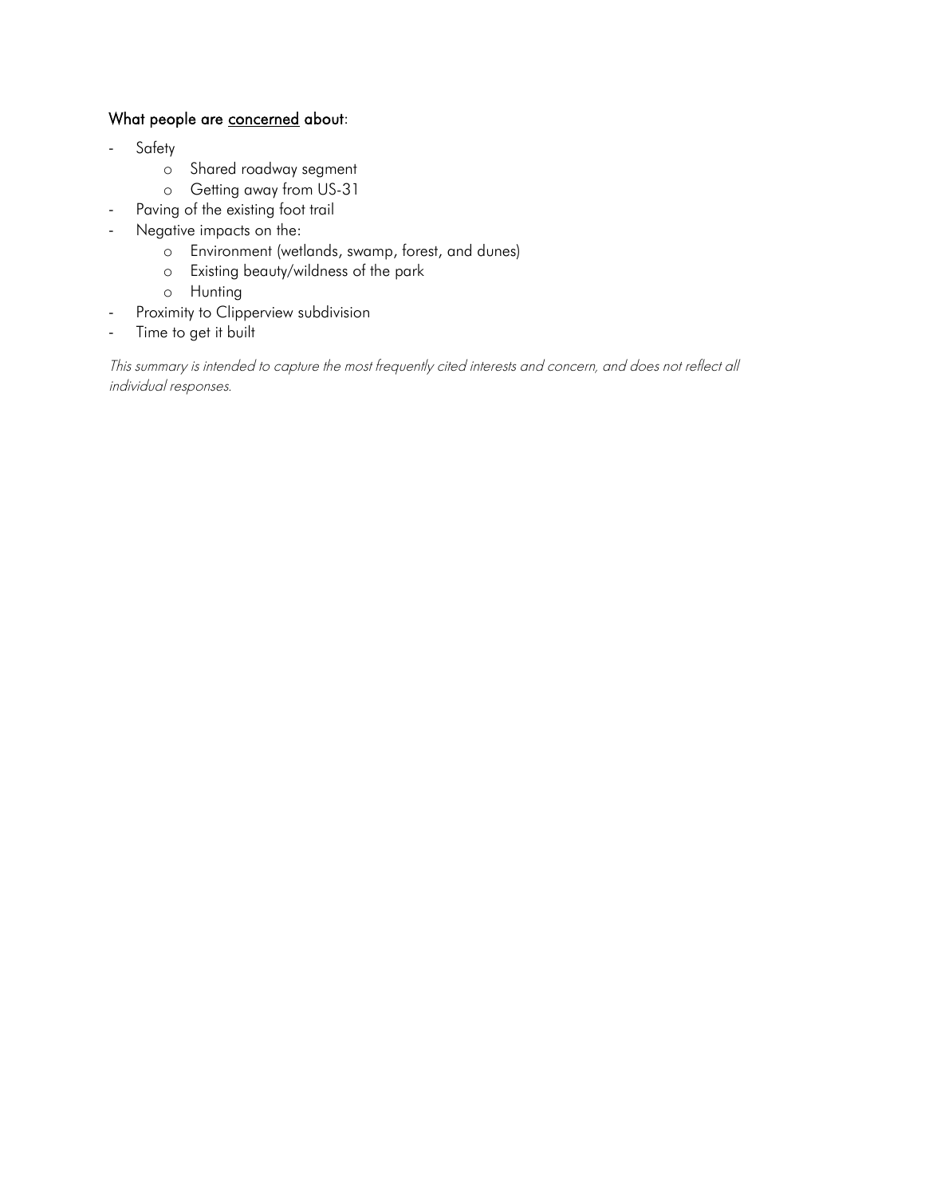**What people are <u>concerned</u> about:**

- Safety
    - Shared roadway segment
    - Getting away from US-31
- Paving of the existing foot trail
- Negative impacts on the:
    - Environment (wetlands, swamp, forest, and dunes)
    - Existing beauty/wildness of the park
    - Hunting
- Proximity to Clipperview subdivision
- Time to get it built

*This summary is intended to capture the most frequently cited interests and concern, and does not reflect all individual responses.*